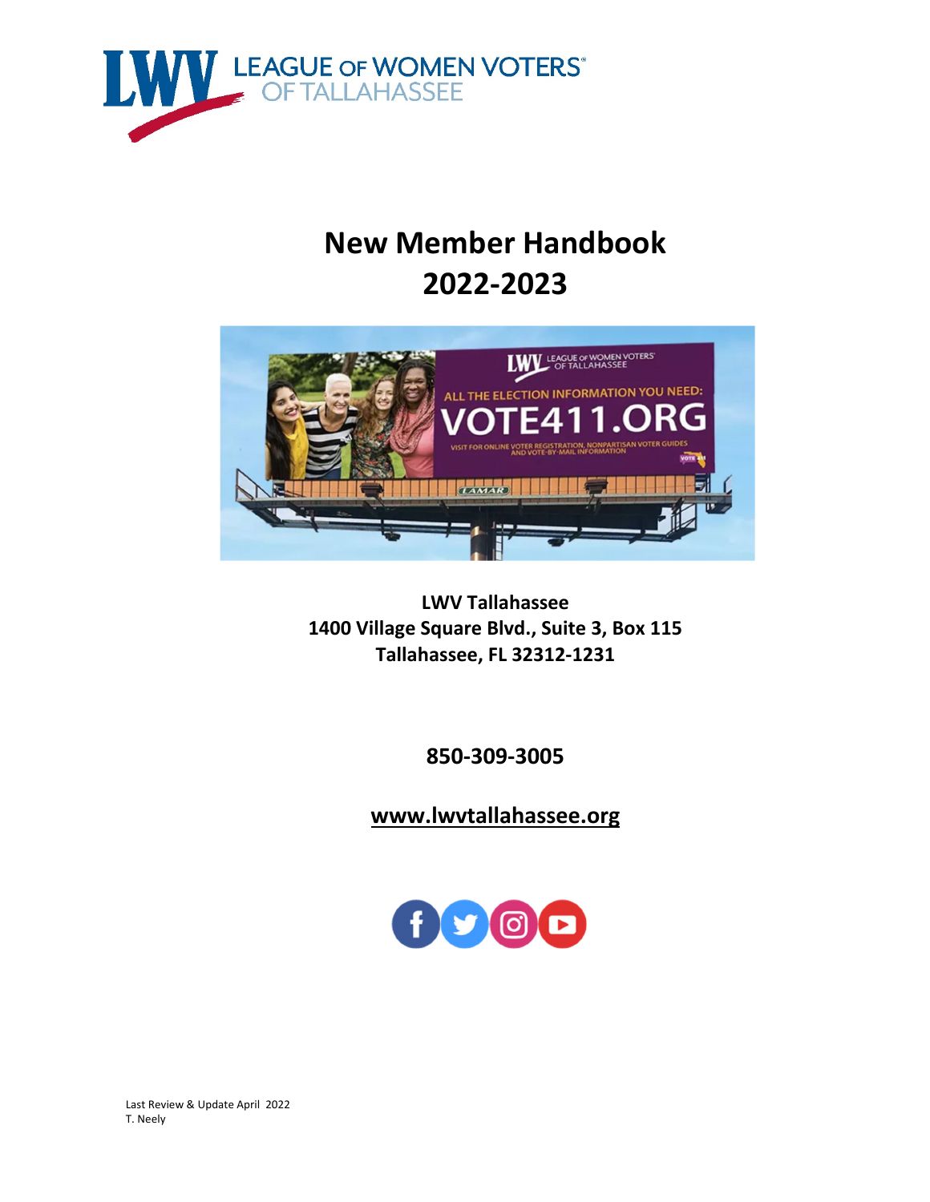# New Member Handbook 2022-2023

**LWV Tallahassee**
**1400 Village Square Blvd., Suite 3, Box 115**
**Tallahassee, FL 32312-1231**

**850-309-3005**

**www.lwvtallahassee.org**

Last Review & Update April 2022
T. Neely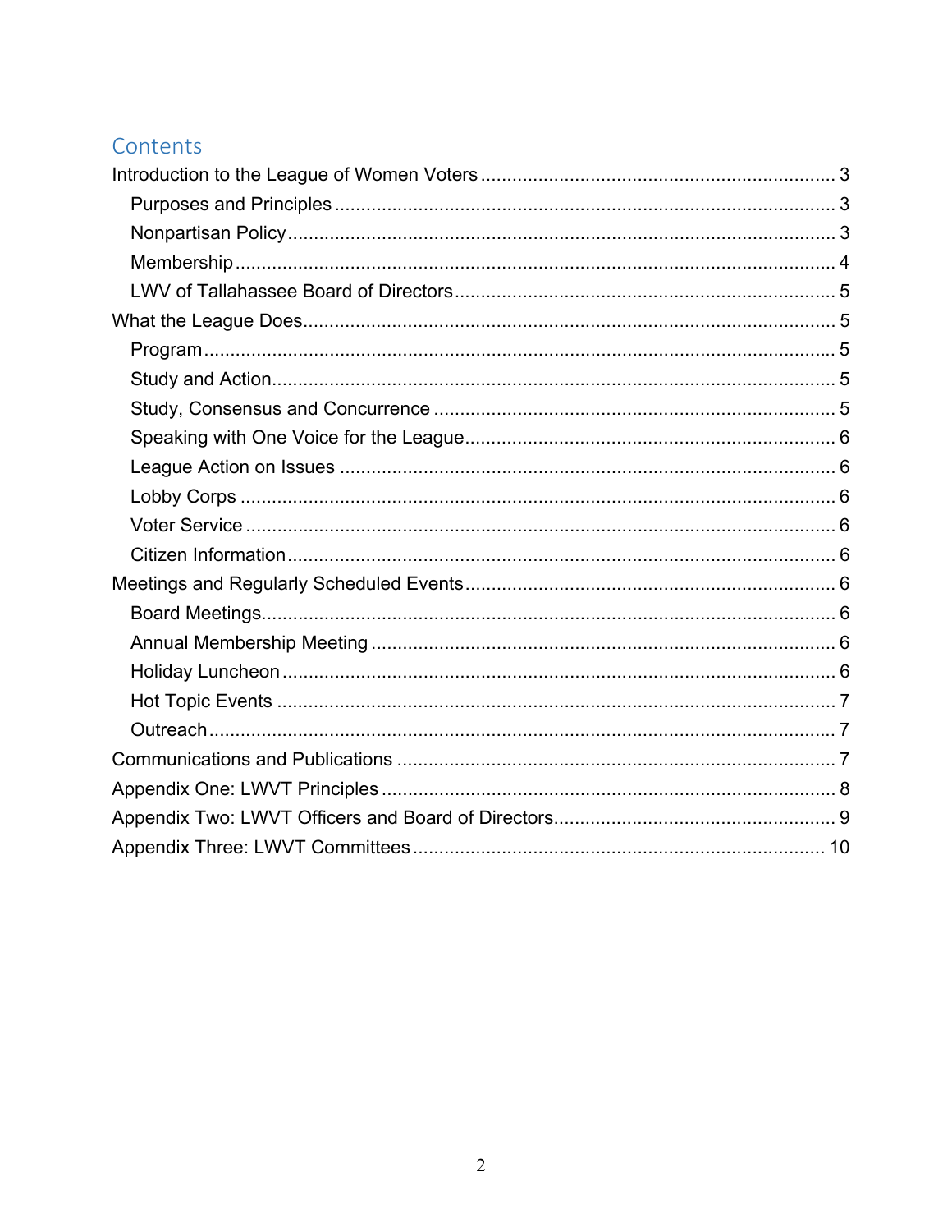## Contents

- Introduction to the League of Women Voters ........ 3
  - Purposes and Principles ........ 3
  - Nonpartisan Policy ........ 3
  - Membership ........ 4
  - LWV of Tallahassee Board of Directors ........ 5
- What the League Does ........ 5
  - Program ........ 5
  - Study and Action ........ 5
  - Study, Consensus and Concurrence ........ 5
  - Speaking with One Voice for the League ........ 6
  - League Action on Issues ........ 6
  - Lobby Corps ........ 6
  - Voter Service ........ 6
  - Citizen Information ........ 6
- Meetings and Regularly Scheduled Events ........ 6
  - Board Meetings ........ 6
  - Annual Membership Meeting ........ 6
  - Holiday Luncheon ........ 6
  - Hot Topic Events ........ 7
  - Outreach ........ 7
- Communications and Publications ........ 7
- Appendix One: LWVT Principles ........ 8
- Appendix Two: LWVT Officers and Board of Directors ........ 9
- Appendix Three: LWVT Committees ........ 10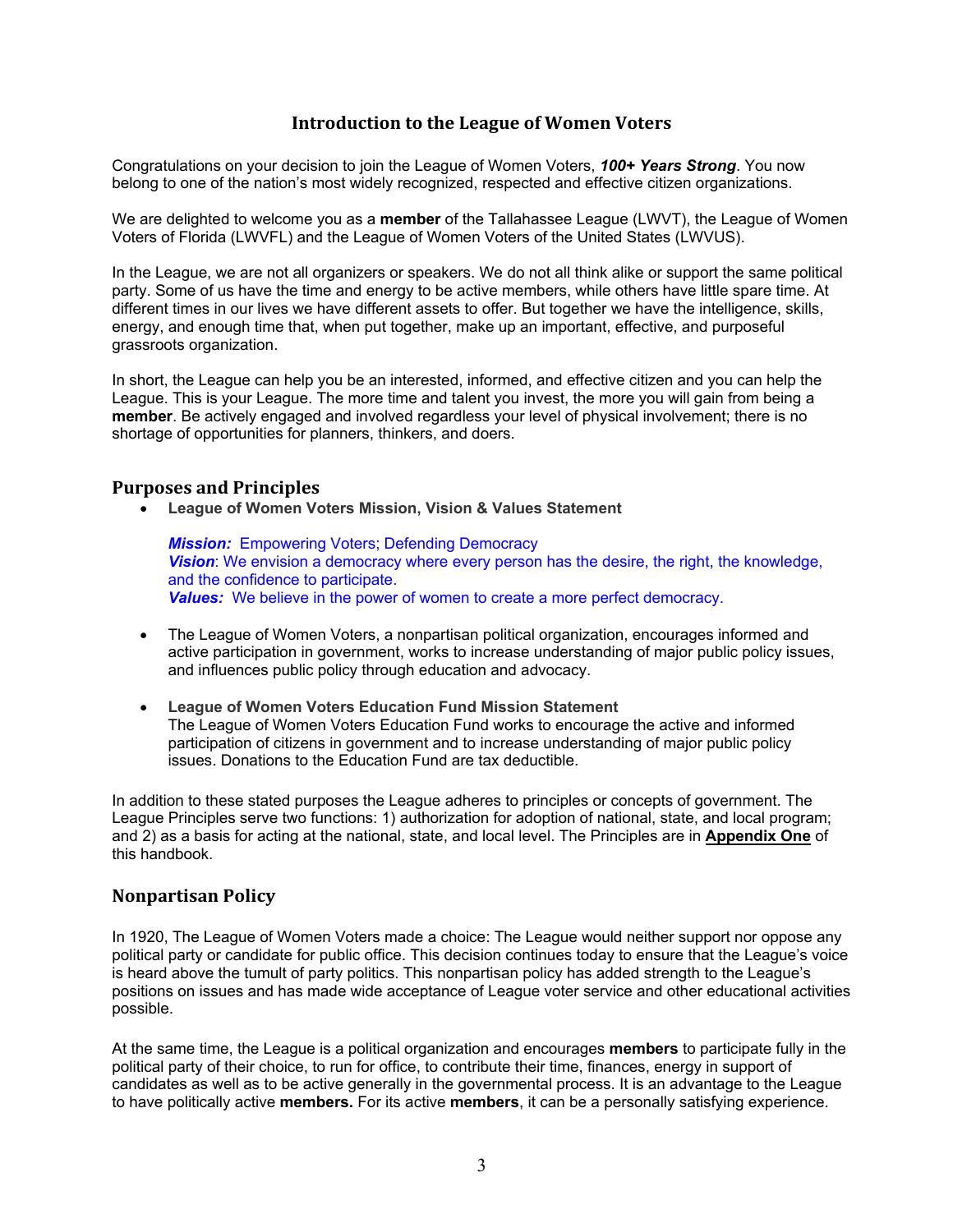# Introduction to the League of Women Voters

Congratulations on your decision to join the League of Women Voters, ***100+ Years Strong***. You now belong to one of the nation's most widely recognized, respected and effective citizen organizations.

We are delighted to welcome you as a **member** of the Tallahassee League (LWVT), the League of Women Voters of Florida (LWVFL) and the League of Women Voters of the United States (LWVUS).

In the League, we are not all organizers or speakers. We do not all think alike or support the same political party. Some of us have the time and energy to be active members, while others have little spare time. At different times in our lives we have different assets to offer. But together we have the intelligence, skills, energy, and enough time that, when put together, make up an important, effective, and purposeful grassroots organization.

In short, the League can help you be an interested, informed, and effective citizen and you can help the League. This is your League. The more time and talent you invest, the more you will gain from being a **member**. Be actively engaged and involved regardless your level of physical involvement; there is no shortage of opportunities for planners, thinkers, and doers.

## Purposes and Principles

- **League of Women Voters Mission, Vision & Values Statement**

  ***Mission:*** Empowering Voters; Defending Democracy
  ***Vision***: We envision a democracy where every person has the desire, the right, the knowledge, and the confidence to participate.
  ***Values:*** We believe in the power of women to create a more perfect democracy.

- The League of Women Voters, a nonpartisan political organization, encourages informed and active participation in government, works to increase understanding of major public policy issues, and influences public policy through education and advocacy.

- **League of Women Voters Education Fund Mission Statement**
  The League of Women Voters Education Fund works to encourage the active and informed participation of citizens in government and to increase understanding of major public policy issues. Donations to the Education Fund are tax deductible.

In addition to these stated purposes the League adheres to principles or concepts of government. The League Principles serve two functions: 1) authorization for adoption of national, state, and local program; and 2) as a basis for acting at the national, state, and local level. The Principles are in **Appendix One** of this handbook.

## Nonpartisan Policy

In 1920, The League of Women Voters made a choice: The League would neither support nor oppose any political party or candidate for public office. This decision continues today to ensure that the League's voice is heard above the tumult of party politics. This nonpartisan policy has added strength to the League's positions on issues and has made wide acceptance of League voter service and other educational activities possible.

At the same time, the League is a political organization and encourages **members** to participate fully in the political party of their choice, to run for office, to contribute their time, finances, energy in support of candidates as well as to be active generally in the governmental process. It is an advantage to the League to have politically active **members.** For its active **members**, it can be a personally satisfying experience.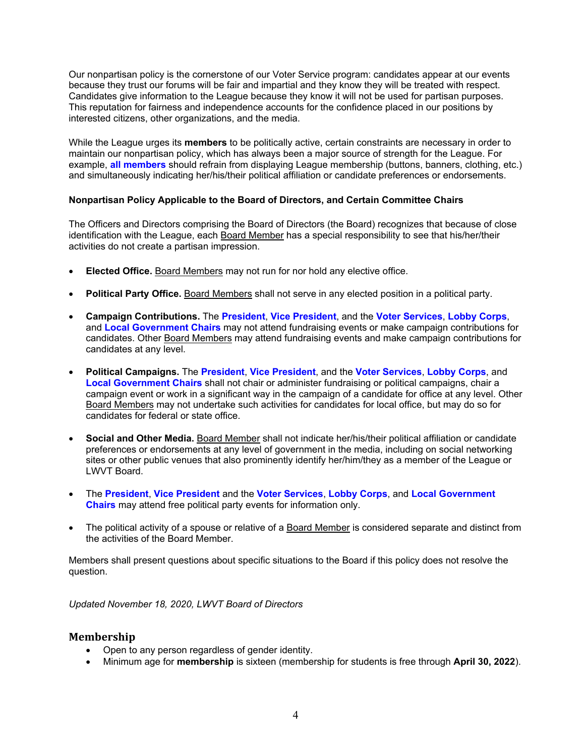Our nonpartisan policy is the cornerstone of our Voter Service program: candidates appear at our events because they trust our forums will be fair and impartial and they know they will be treated with respect. Candidates give information to the League because they know it will not be used for partisan purposes. This reputation for fairness and independence accounts for the confidence placed in our positions by interested citizens, other organizations, and the media.

While the League urges its **members** to be politically active, certain constraints are necessary in order to maintain our nonpartisan policy, which has always been a major source of strength for the League. For example, **all members** should refrain from displaying League membership (buttons, banners, clothing, etc.) and simultaneously indicating her/his/their political affiliation or candidate preferences or endorsements.

**Nonpartisan Policy Applicable to the Board of Directors, and Certain Committee Chairs**

The Officers and Directors comprising the Board of Directors (the Board) recognizes that because of close identification with the League, each Board Member has a special responsibility to see that his/her/their activities do not create a partisan impression.

- **Elected Office.** Board Members may not run for nor hold any elective office.
- **Political Party Office.** Board Members shall not serve in any elected position in a political party.
- **Campaign Contributions.** The **President**, **Vice President**, and the **Voter Services**, **Lobby Corps**, and **Local Government Chairs** may not attend fundraising events or make campaign contributions for candidates. Other Board Members may attend fundraising events and make campaign contributions for candidates at any level.
- **Political Campaigns.** The **President**, **Vice President**, and the **Voter Services**, **Lobby Corps**, and **Local Government Chairs** shall not chair or administer fundraising or political campaigns, chair a campaign event or work in a significant way in the campaign of a candidate for office at any level. Other Board Members may not undertake such activities for candidates for local office, but may do so for candidates for federal or state office.
- **Social and Other Media.** Board Member shall not indicate her/his/their political affiliation or candidate preferences or endorsements at any level of government in the media, including on social networking sites or other public venues that also prominently identify her/him/they as a member of the League or LWVT Board.
- The **President**, **Vice President** and the **Voter Services**, **Lobby Corps**, and **Local Government Chairs** may attend free political party events for information only.
- The political activity of a spouse or relative of a Board Member is considered separate and distinct from the activities of the Board Member.

Members shall present questions about specific situations to the Board if this policy does not resolve the question.

*Updated November 18, 2020, LWVT Board of Directors*

## Membership

- Open to any person regardless of gender identity.
- Minimum age for **membership** is sixteen (membership for students is free through **April 30, 2022**).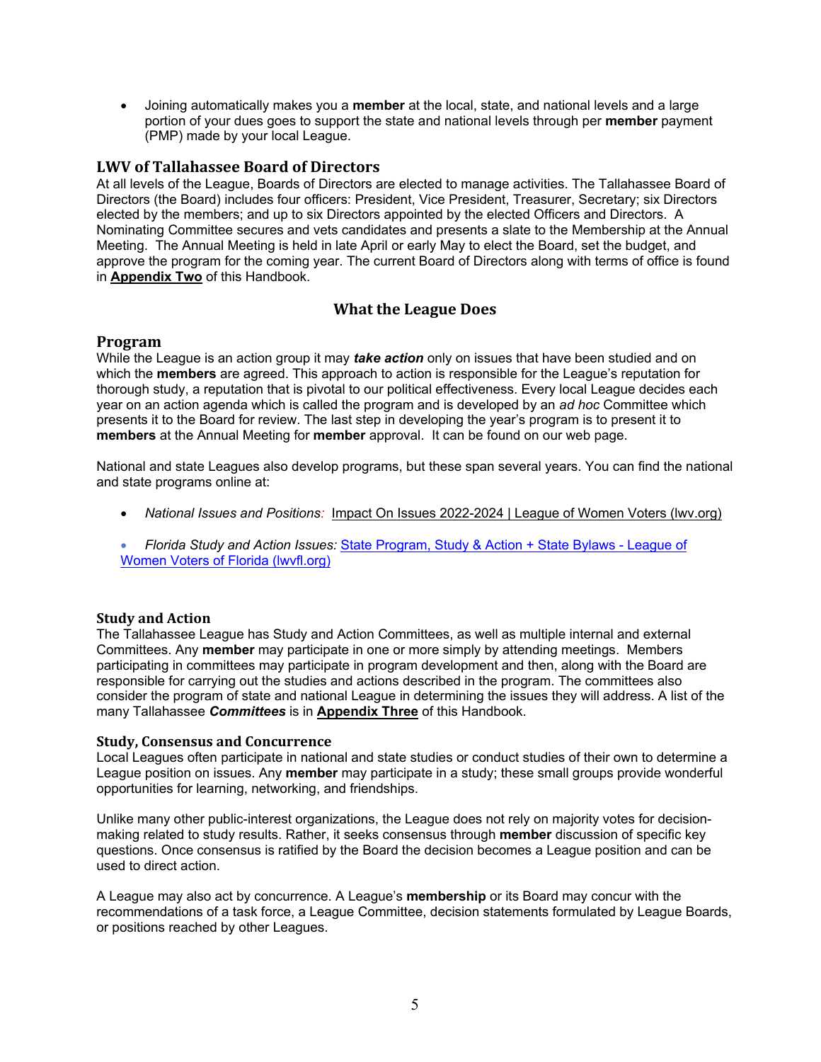- Joining automatically makes you a **member** at the local, state, and national levels and a large portion of your dues goes to support the state and national levels through per **member** payment (PMP) made by your local League.

## LWV of Tallahassee Board of Directors

At all levels of the League, Boards of Directors are elected to manage activities. The Tallahassee Board of Directors (the Board) includes four officers: President, Vice President, Treasurer, Secretary; six Directors elected by the members; and up to six Directors appointed by the elected Officers and Directors. A Nominating Committee secures and vets candidates and presents a slate to the Membership at the Annual Meeting. The Annual Meeting is held in late April or early May to elect the Board, set the budget, and approve the program for the coming year. The current Board of Directors along with terms of office is found in **Appendix Two** of this Handbook.

# What the League Does

## Program

While the League is an action group it may ***take action*** only on issues that have been studied and on which the **members** are agreed. This approach to action is responsible for the League's reputation for thorough study, a reputation that is pivotal to our political effectiveness. Every local League decides each year on an action agenda which is called the program and is developed by an *ad hoc* Committee which presents it to the Board for review. The last step in developing the year's program is to present it to **members** at the Annual Meeting for **member** approval. It can be found on our web page.

National and state Leagues also develop programs, but these span several years. You can find the national and state programs online at:

- *National Issues and Positions:* Impact On Issues 2022-2024 | League of Women Voters (lwv.org)
- *Florida Study and Action Issues:* State Program, Study & Action + State Bylaws - League of Women Voters of Florida (lwvfl.org)

### Study and Action

The Tallahassee League has Study and Action Committees, as well as multiple internal and external Committees. Any **member** may participate in one or more simply by attending meetings. Members participating in committees may participate in program development and then, along with the Board are responsible for carrying out the studies and actions described in the program. The committees also consider the program of state and national League in determining the issues they will address. A list of the many Tallahassee ***Committees*** is in **Appendix Three** of this Handbook.

### Study, Consensus and Concurrence

Local Leagues often participate in national and state studies or conduct studies of their own to determine a League position on issues. Any **member** may participate in a study; these small groups provide wonderful opportunities for learning, networking, and friendships.

Unlike many other public-interest organizations, the League does not rely on majority votes for decision-making related to study results. Rather, it seeks consensus through **member** discussion of specific key questions. Once consensus is ratified by the Board the decision becomes a League position and can be used to direct action.

A League may also act by concurrence. A League's **membership** or its Board may concur with the recommendations of a task force, a League Committee, decision statements formulated by League Boards, or positions reached by other Leagues.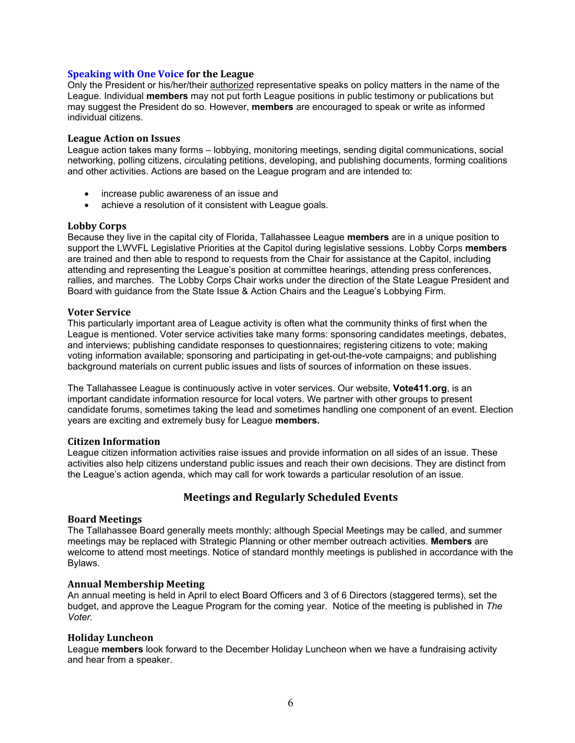### Speaking with One Voice for the League

Only the President or his/her/their authorized representative speaks on policy matters in the name of the League. Individual **members** may not put forth League positions in public testimony or publications but may suggest the President do so. However, **members** are encouraged to speak or write as informed individual citizens.

### League Action on Issues

League action takes many forms – lobbying, monitoring meetings, sending digital communications, social networking, polling citizens, circulating petitions, developing, and publishing documents, forming coalitions and other activities. Actions are based on the League program and are intended to:

- increase public awareness of an issue and
- achieve a resolution of it consistent with League goals.

### Lobby Corps

Because they live in the capital city of Florida, Tallahassee League **members** are in a unique position to support the LWVFL Legislative Priorities at the Capitol during legislative sessions. Lobby Corps **members** are trained and then able to respond to requests from the Chair for assistance at the Capitol, including attending and representing the League's position at committee hearings, attending press conferences, rallies, and marches. The Lobby Corps Chair works under the direction of the State League President and Board with guidance from the State Issue & Action Chairs and the League's Lobbying Firm.

### Voter Service

This particularly important area of League activity is often what the community thinks of first when the League is mentioned. Voter service activities take many forms: sponsoring candidates meetings, debates, and interviews; publishing candidate responses to questionnaires; registering citizens to vote; making voting information available; sponsoring and participating in get-out-the-vote campaigns; and publishing background materials on current public issues and lists of sources of information on these issues.

The Tallahassee League is continuously active in voter services. Our website, **Vote411.org**, is an important candidate information resource for local voters. We partner with other groups to present candidate forums, sometimes taking the lead and sometimes handling one component of an event. Election years are exciting and extremely busy for League **members.**

### Citizen Information

League citizen information activities raise issues and provide information on all sides of an issue. These activities also help citizens understand public issues and reach their own decisions. They are distinct from the League's action agenda, which may call for work towards a particular resolution of an issue.

## Meetings and Regularly Scheduled Events

### Board Meetings

The Tallahassee Board generally meets monthly; although Special Meetings may be called, and summer meetings may be replaced with Strategic Planning or other member outreach activities. **Members** are welcome to attend most meetings. Notice of standard monthly meetings is published in accordance with the Bylaws.

### Annual Membership Meeting

An annual meeting is held in April to elect Board Officers and 3 of 6 Directors (staggered terms), set the budget, and approve the League Program for the coming year. Notice of the meeting is published in *The Voter.*

### Holiday Luncheon

League **members** look forward to the December Holiday Luncheon when we have a fundraising activity and hear from a speaker.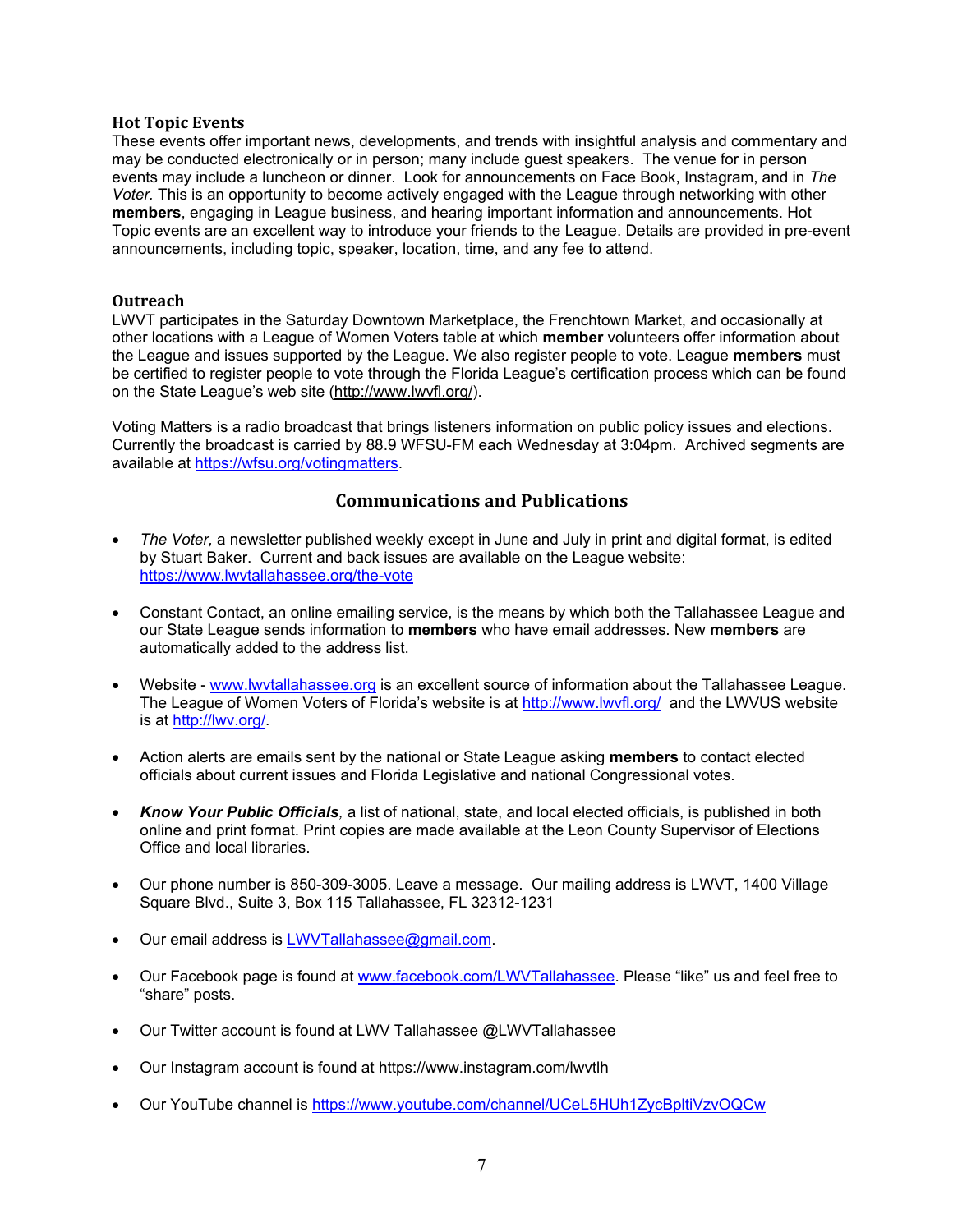### Hot Topic Events

These events offer important news, developments, and trends with insightful analysis and commentary and may be conducted electronically or in person; many include guest speakers. The venue for in person events may include a luncheon or dinner. Look for announcements on Face Book, Instagram, and in *The Voter.* This is an opportunity to become actively engaged with the League through networking with other **members**, engaging in League business, and hearing important information and announcements. Hot Topic events are an excellent way to introduce your friends to the League. Details are provided in pre-event announcements, including topic, speaker, location, time, and any fee to attend.

### Outreach

LWVT participates in the Saturday Downtown Marketplace, the Frenchtown Market, and occasionally at other locations with a League of Women Voters table at which **member** volunteers offer information about the League and issues supported by the League. We also register people to vote. League **members** must be certified to register people to vote through the Florida League's certification process which can be found on the State League's web site (http://www.lwvfl.org/).

Voting Matters is a radio broadcast that brings listeners information on public policy issues and elections. Currently the broadcast is carried by 88.9 WFSU-FM each Wednesday at 3:04pm. Archived segments are available at https://wfsu.org/votingmatters.

## Communications and Publications

- *The Voter,* a newsletter published weekly except in June and July in print and digital format, is edited by Stuart Baker. Current and back issues are available on the League website: https://www.lwvtallahassee.org/the-vote
- Constant Contact, an online emailing service, is the means by which both the Tallahassee League and our State League sends information to **members** who have email addresses. New **members** are automatically added to the address list.
- Website - www.lwvtallahassee.org is an excellent source of information about the Tallahassee League. The League of Women Voters of Florida's website is at http://www.lwvfl.org/ and the LWVUS website is at http://lwv.org/.
- Action alerts are emails sent by the national or State League asking **members** to contact elected officials about current issues and Florida Legislative and national Congressional votes.
- ***Know Your Public Officials****,* a list of national, state, and local elected officials, is published in both online and print format. Print copies are made available at the Leon County Supervisor of Elections Office and local libraries.
- Our phone number is 850-309-3005. Leave a message. Our mailing address is LWVT, 1400 Village Square Blvd., Suite 3, Box 115 Tallahassee, FL 32312-1231
- Our email address is LWVTallahassee@gmail.com.
- Our Facebook page is found at www.facebook.com/LWVTallahassee. Please "like" us and feel free to "share" posts.
- Our Twitter account is found at LWV Tallahassee @LWVTallahassee
- Our Instagram account is found at https://www.instagram.com/lwvtlh
- Our YouTube channel is https://www.youtube.com/channel/UCeL5HUh1ZycBpltiVzvOQCw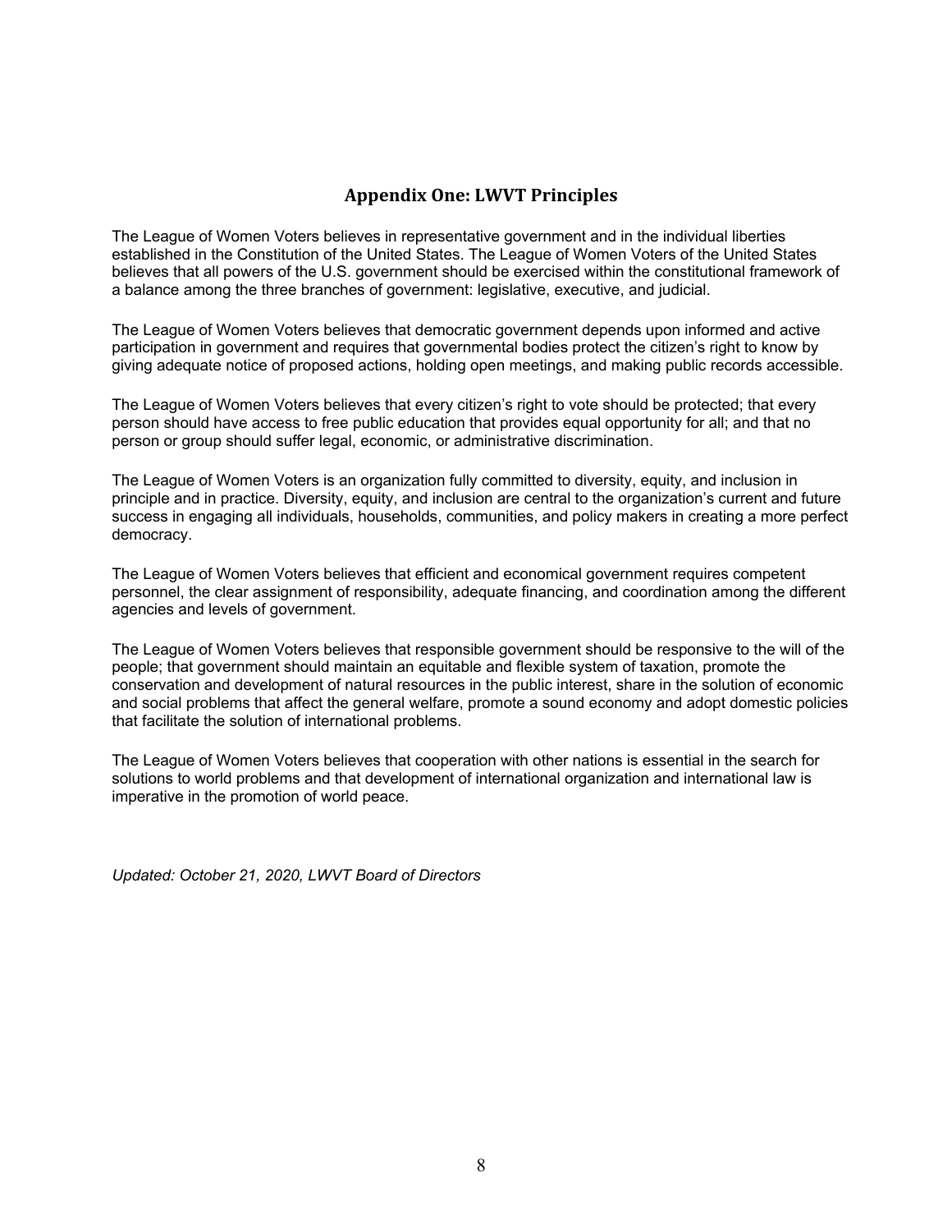## Appendix One: LWVT Principles

The League of Women Voters believes in representative government and in the individual liberties established in the Constitution of the United States. The League of Women Voters of the United States believes that all powers of the U.S. government should be exercised within the constitutional framework of a balance among the three branches of government: legislative, executive, and judicial.

The League of Women Voters believes that democratic government depends upon informed and active participation in government and requires that governmental bodies protect the citizen's right to know by giving adequate notice of proposed actions, holding open meetings, and making public records accessible.

The League of Women Voters believes that every citizen's right to vote should be protected; that every person should have access to free public education that provides equal opportunity for all; and that no person or group should suffer legal, economic, or administrative discrimination.

The League of Women Voters is an organization fully committed to diversity, equity, and inclusion in principle and in practice. Diversity, equity, and inclusion are central to the organization's current and future success in engaging all individuals, households, communities, and policy makers in creating a more perfect democracy.

The League of Women Voters believes that efficient and economical government requires competent personnel, the clear assignment of responsibility, adequate financing, and coordination among the different agencies and levels of government.

The League of Women Voters believes that responsible government should be responsive to the will of the people; that government should maintain an equitable and flexible system of taxation, promote the conservation and development of natural resources in the public interest, share in the solution of economic and social problems that affect the general welfare, promote a sound economy and adopt domestic policies that facilitate the solution of international problems.

The League of Women Voters believes that cooperation with other nations is essential in the search for solutions to world problems and that development of international organization and international law is imperative in the promotion of world peace.

*Updated: October 21, 2020, LWVT Board of Directors*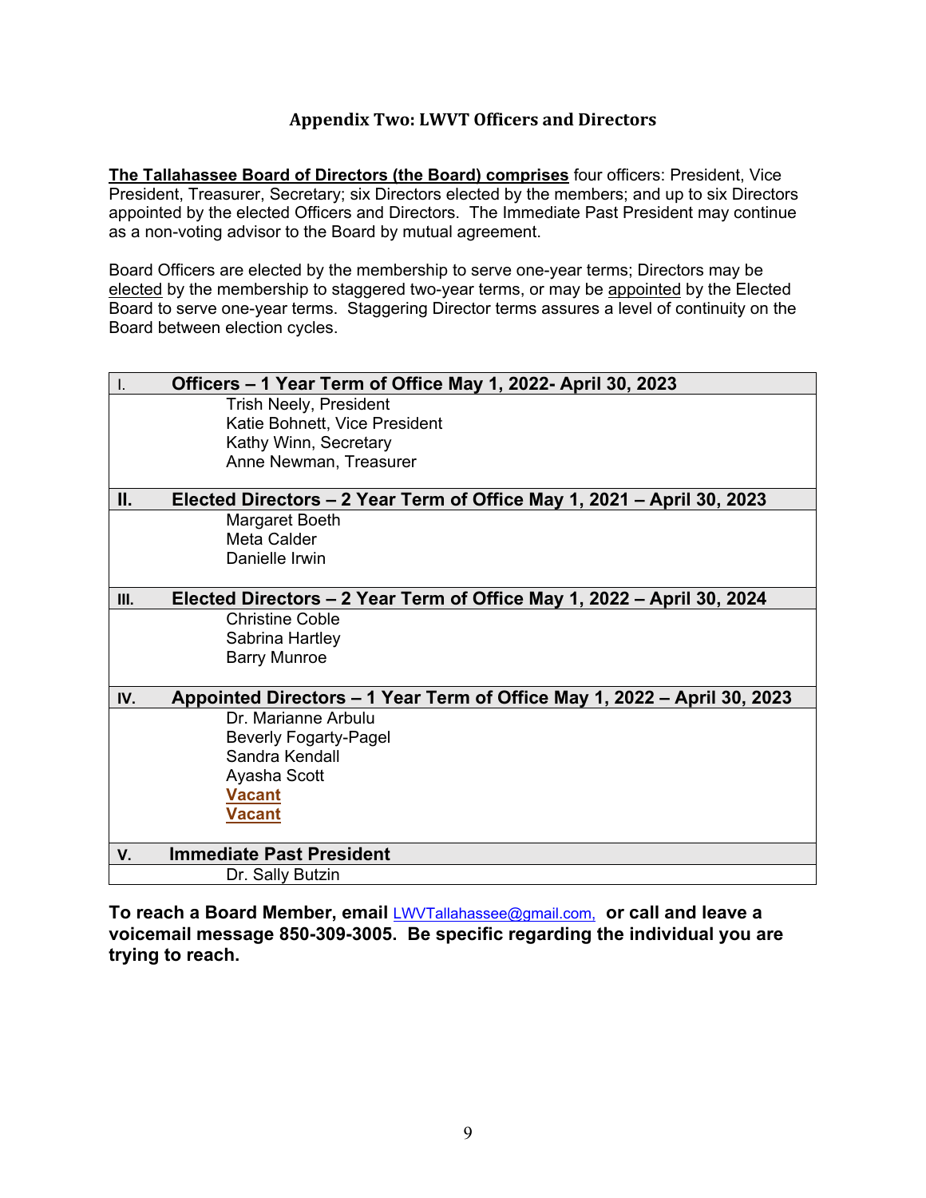## Appendix Two: LWVT Officers and Directors

**The Tallahassee Board of Directors (the Board) comprises** four officers: President, Vice President, Treasurer, Secretary; six Directors elected by the members; and up to six Directors appointed by the elected Officers and Directors. The Immediate Past President may continue as a non-voting advisor to the Board by mutual agreement.

Board Officers are elected by the membership to serve one-year terms; Directors may be elected by the membership to staggered two-year terms, or may be appointed by the Elected Board to serve one-year terms. Staggering Director terms assures a level of continuity on the Board between election cycles.

| | |
|---|---|
| **I.** | **Officers – 1 Year Term of Office May 1, 2022- April 30, 2023** |
| | Trish Neely, President<br>Katie Bohnett, Vice President<br>Kathy Winn, Secretary<br>Anne Newman, Treasurer |
| **II.** | **Elected Directors – 2 Year Term of Office May 1, 2021 – April 30, 2023** |
| | Margaret Boeth<br>Meta Calder<br>Danielle Irwin |
| **III.** | **Elected Directors – 2 Year Term of Office May 1, 2022 – April 30, 2024** |
| | Christine Coble<br>Sabrina Hartley<br>Barry Munroe |
| **IV.** | **Appointed Directors – 1 Year Term of Office May 1, 2022 – April 30, 2023** |
| | Dr. Marianne Arbulu<br>Beverly Fogarty-Pagel<br>Sandra Kendall<br>Ayasha Scott<br>**Vacant**<br>**Vacant** |
| **V.** | **Immediate Past President** |
| | Dr. Sally Butzin |

**To reach a Board Member, email** LWVTallahassee@gmail.com, **or call and leave a voicemail message 850-309-3005. Be specific regarding the individual you are trying to reach.**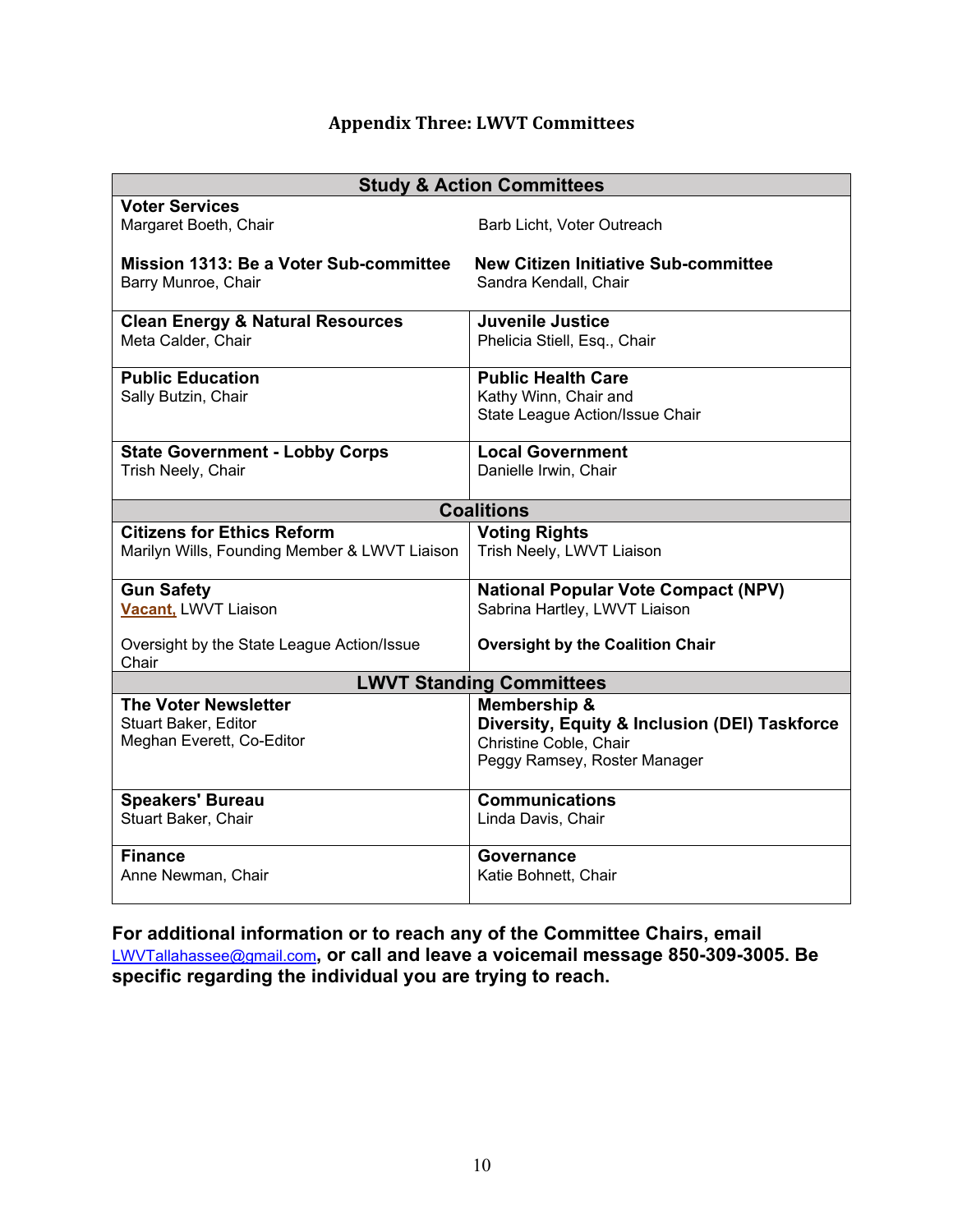# Appendix Three: LWVT Committees

| Study & Action Committees | |
|---|---|
| **Voter Services**<br>Margaret Boeth, Chair | Barb Licht, Voter Outreach |
| **Mission 1313: Be a Voter Sub-committee**<br>Barry Munroe, Chair | **New Citizen Initiative Sub-committee**<br>Sandra Kendall, Chair |
| **Clean Energy & Natural Resources**<br>Meta Calder, Chair | **Juvenile Justice**<br>Phelicia Stiell, Esq., Chair |
| **Public Education**<br>Sally Butzin, Chair | **Public Health Care**<br>Kathy Winn, Chair and<br>State League Action/Issue Chair |
| **State Government - Lobby Corps**<br>Trish Neely, Chair | **Local Government**<br>Danielle Irwin, Chair |
| **Coalitions** | |
| **Citizens for Ethics Reform**<br>Marilyn Wills, Founding Member & LWVT Liaison | **Voting Rights**<br>Trish Neely, LWVT Liaison |
| **Gun Safety**<br>Vacant, LWVT Liaison<br><br>Oversight by the State League Action/Issue Chair | **National Popular Vote Compact (NPV)**<br>Sabrina Hartley, LWVT Liaison<br><br>**Oversight by the Coalition Chair** |
| **LWVT Standing Committees** | |
| **The Voter Newsletter**<br>Stuart Baker, Editor<br>Meghan Everett, Co-Editor | **Membership &**<br>**Diversity, Equity & Inclusion (DEI) Taskforce**<br>Christine Coble, Chair<br>Peggy Ramsey, Roster Manager |
| **Speakers' Bureau**<br>Stuart Baker, Chair | **Communications**<br>Linda Davis, Chair |
| **Finance**<br>Anne Newman, Chair | **Governance**<br>Katie Bohnett, Chair |

**For additional information or to reach any of the Committee Chairs, email** LWVTallahassee@gmail.com**, or call and leave a voicemail message 850-309-3005. Be specific regarding the individual you are trying to reach.**